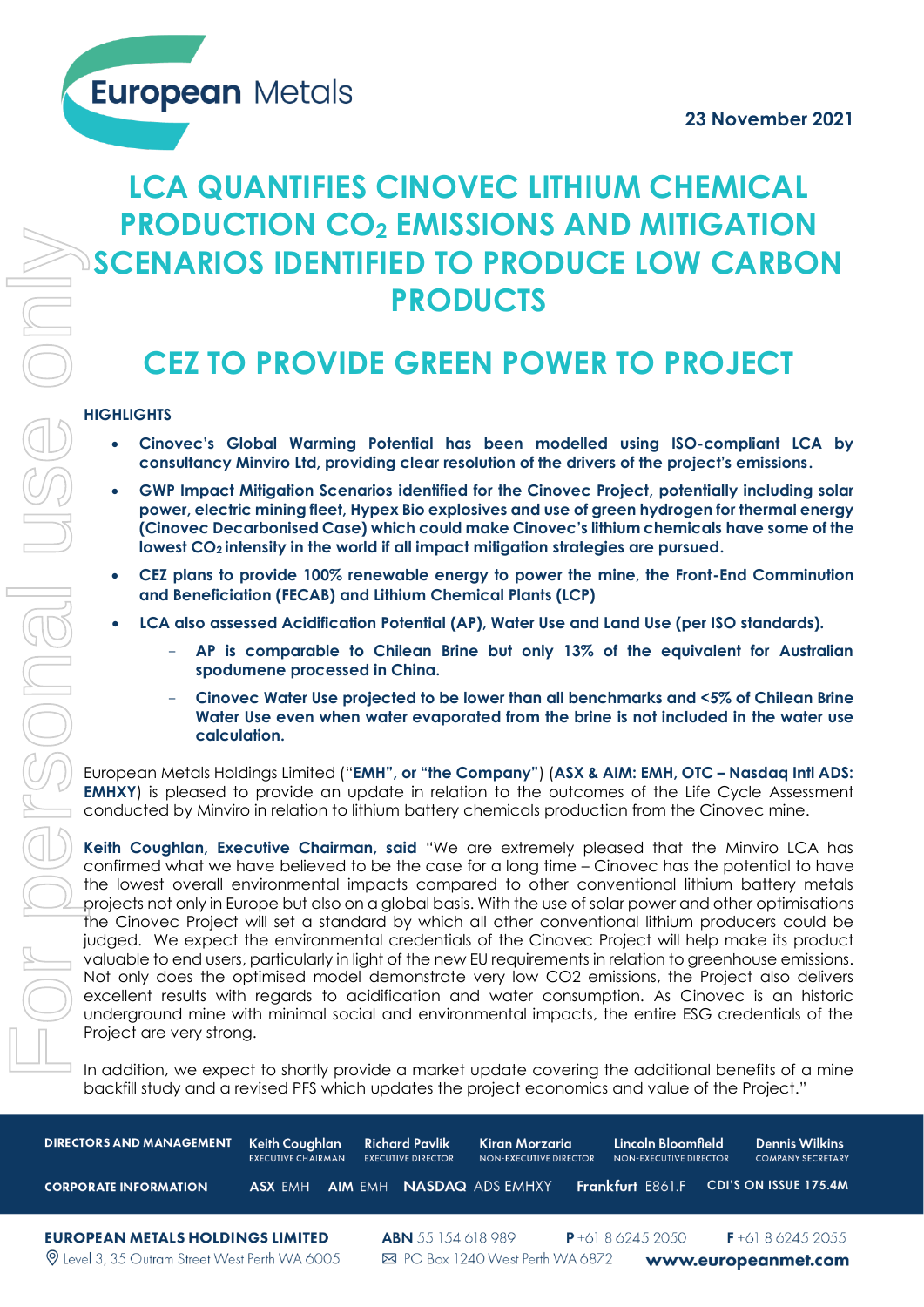23 November 2021

# LCA QUANTIFIES CINOVEC LITHIUM CHEMICAL PRODUCTION $CO_2$ EMISSIONS AND MITIGATION SCENARIOS IDENTIFIED TO PRODUCE LOW CARBON PRODUCTS

# CEZ TO PROVIDE GREEN POWER TO PROJECT

**HIGHLIGHTS**

- **Cinovec's Global Warming Potential has been modelled using ISO-compliant LCA by consultancy Minviro Ltd, providing clear resolution of the drivers of the project's emissions.**
- **GWP Impact Mitigation Scenarios identified for the Cinovec Project, potentially including solar power, electric mining fleet, Hypex Bio explosives and use of green hydrogen for thermal energy (Cinovec Decarbonised Case) which could make Cinovec's lithium chemicals have some of the lowest $CO_2$ intensity in the world if all impact mitigation strategies are pursued.**
- **CEZ plans to provide 100% renewable energy to power the mine, the Front-End Comminution and Beneficiation (FECAB) and Lithium Chemical Plants (LCP)**
- **LCA also assessed Acidification Potential (AP), Water Use and Land Use (per ISO standards).**
  - **AP is comparable to Chilean Brine but only 13% of the equivalent for Australian spodumene processed in China.**
  - **Cinovec Water Use projected to be lower than all benchmarks and <5% of Chilean Brine Water Use even when water evaporated from the brine is not included in the water use calculation.**

European Metals Holdings Limited ("**EMH", or "the Company**") (**ASX & AIM: EMH, OTC – Nasdaq Intl ADS: EMHXY**) is pleased to provide an update in relation to the outcomes of the Life Cycle Assessment conducted by Minviro in relation to lithium battery chemicals production from the Cinovec mine.

**Keith Coughlan, Executive Chairman, said** "We are extremely pleased that the Minviro LCA has confirmed what we have believed to be the case for a long time – Cinovec has the potential to have the lowest overall environmental impacts compared to other conventional lithium battery metals projects not only in Europe but also on a global basis. With the use of solar power and other optimisations the Cinovec Project will set a standard by which all other conventional lithium producers could be judged. We expect the environmental credentials of the Cinovec Project will help make its product valuable to end users, particularly in light of the new EU requirements in relation to greenhouse emissions. Not only does the optimised model demonstrate very low CO2 emissions, the Project also delivers excellent results with regards to acidification and water consumption. As Cinovec is an historic underground mine with minimal social and environmental impacts, the entire ESG credentials of the Project are very strong.

In addition, we expect to shortly provide a market update covering the additional benefits of a mine backfill study and a revised PFS which updates the project economics and value of the Project."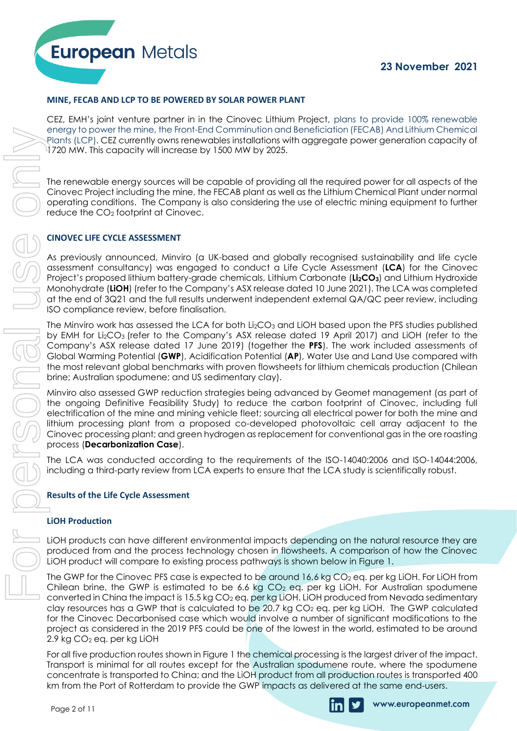### MINE, FECAB AND LCP TO BE POWERED BY SOLAR POWER PLANT

CEZ, EMH's joint venture partner in in the Cinovec Lithium Project, plans to provide 100% renewable energy to power the mine, the Front-End Comminution and Beneficiation (FECAB) And Lithium Chemical Plants (LCP). CEZ currently owns renewables installations with aggregate power generation capacity of 1720 MW. This capacity will increase by 1500 MW by 2025.

The renewable energy sources will be capable of providing all the required power for all aspects of the Cinovec Project including the mine, the FECAB plant as well as the Lithium Chemical Plant under normal operating conditions. The Company is also considering the use of electric mining equipment to further reduce the $CO_2$ footprint at Cinovec.

### CINOVEC LIFE CYCLE ASSESSMENT

As previously announced, Minviro (a UK-based and globally recognised sustainability and life cycle assessment consultancy) was engaged to conduct a Life Cycle Assessment (**LCA**) for the Cinovec Project's proposed lithium battery-grade chemicals, Lithium Carbonate (**$Li_2CO_3$**) and Lithium Hydroxide Monohydrate (**LiOH**) (refer to the Company's ASX release dated 10 June 2021). The LCA was completed at the end of 3Q21 and the full results underwent independent external QA/QC peer review, including ISO compliance review, before finalisation.

The Minviro work has assessed the LCA for both $Li_2CO_3$ and LiOH based upon the PFS studies published by EMH for $Li_2CO_3$ (refer to the Company's ASX release dated 19 April 2017) and LiOH (refer to the Company's ASX release dated 17 June 2019) (together the **PFS**). The work included assessments of Global Warming Potential (**GWP**), Acidification Potential (**AP**), Water Use and Land Use compared with the most relevant global benchmarks with proven flowsheets for lithium chemicals production (Chilean brine; Australian spodumene; and US sedimentary clay).

Minviro also assessed GWP reduction strategies being advanced by Geomet management (as part of the ongoing Definitive Feasibility Study) to reduce the carbon footprint of Cinovec, including full electrification of the mine and mining vehicle fleet; sourcing all electrical power for both the mine and lithium processing plant from a proposed co-developed photovoltaic cell array adjacent to the Cinovec processing plant; and green hydrogen as replacement for conventional gas in the ore roasting process (**Decarbonization Case**).

The LCA was conducted according to the requirements of the ISO-14040:2006 and ISO-14044:2006, including a third-party review from LCA experts to ensure that the LCA study is scientifically robust.

#### Results of the Life Cycle Assessment

#### LiOH Production

LiOH products can have different environmental impacts depending on the natural resource they are produced from and the process technology chosen in flowsheets. A comparison of how the Cínovec LiOH product will compare to existing process pathways is shown below in Figure 1.

The GWP for the Cinovec PFS case is expected to be around 16.6 kg $CO_2$ eq. per kg LiOH. For LiOH from Chilean brine, the GWP is estimated to be 6.6 kg $CO_2$ eq. per kg LiOH. For Australian spodumene converted in China the impact is 15.5 kg $CO_2$ eq. per kg LiOH. LiOH produced from Nevada sedimentary clay resources has a GWP that is calculated to be 20.7 kg $CO_2$ eq. per kg LiOH. The GWP calculated for the Cinovec Decarbonised case which would involve a number of significant modifications to the project as considered in the 2019 PFS could be one of the lowest in the world, estimated to be around 2.9 kg $CO_2$ eq. per kg LiOH

For all five production routes shown in Figure 1 the chemical processing is the largest driver of the impact. Transport is minimal for all routes except for the Australian spodumene route, where the spodumene concentrate is transported to China; and the LiOH product from all production routes is transported 400 km from the Port of Rotterdam to provide the GWP impacts as delivered at the same end-users.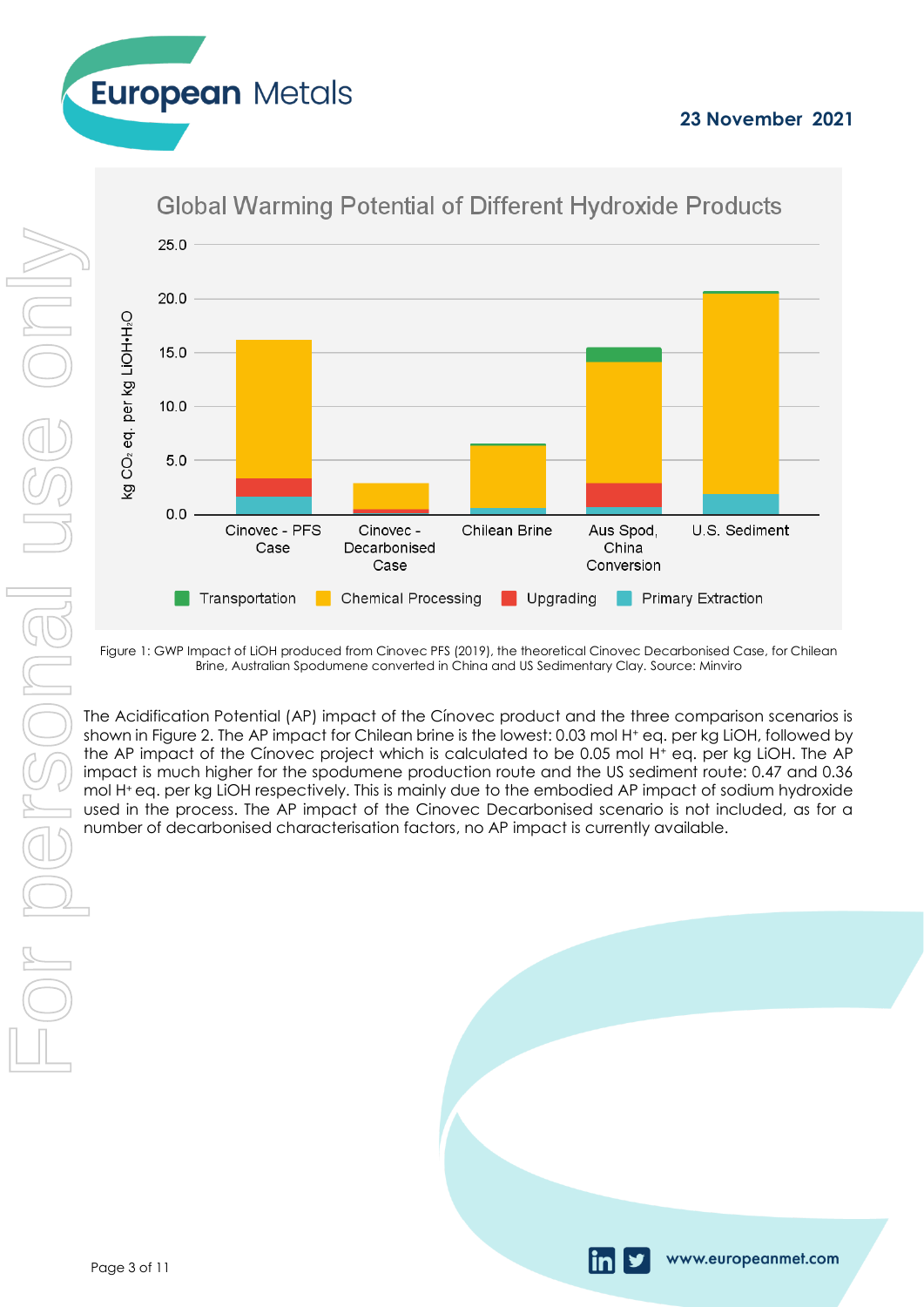Figure 1: GWP Impact of LiOH produced from Cinovec PFS (2019), the theoretical Cinovec Decarbonised Case, for Chilean Brine, Australian Spodumene converted in China and US Sedimentary Clay. Source: Minviro

The Acidification Potential (AP) impact of the Cínovec product and the three comparison scenarios is shown in Figure 2. The AP impact for Chilean brine is the lowest: 0.03 mol $H^+$ eq. per kg LiOH, followed by the AP impact of the Cínovec project which is calculated to be 0.05 mol $H^+$ eq. per kg LiOH. The AP impact is much higher for the spodumene production route and the US sediment route: 0.47 and 0.36 mol $H^+$ eq. per kg LiOH respectively. This is mainly due to the embodied AP impact of sodium hydroxide used in the process. The AP impact of the Cinovec Decarbonised scenario is not included, as for a number of decarbonised characterisation factors, no AP impact is currently available.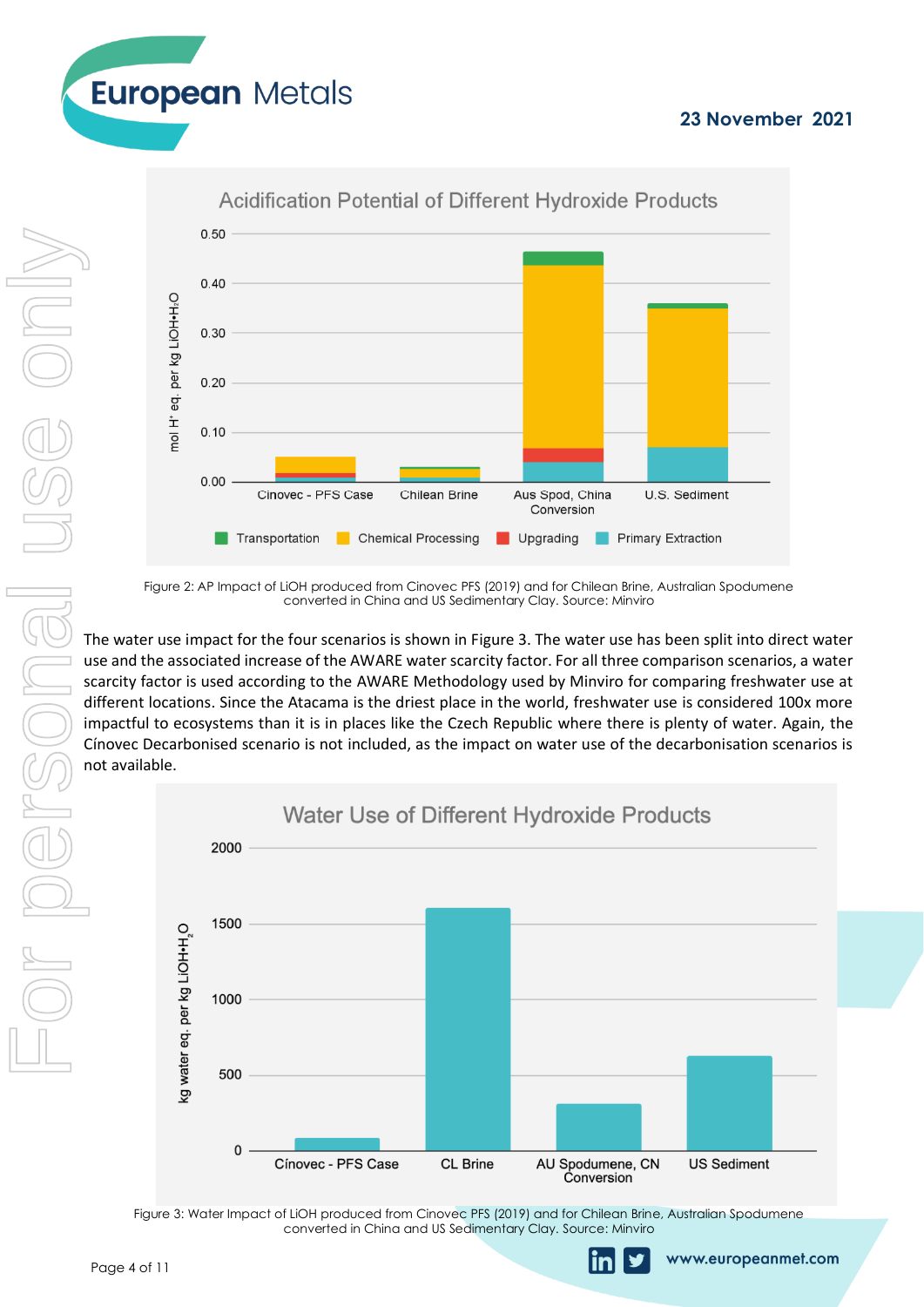Figure 2: AP Impact of LiOH produced from Cinovec PFS (2019) and for Chilean Brine, Australian Spodumene converted in China and US Sedimentary Clay. Source: Minviro

The water use impact for the four scenarios is shown in Figure 3. The water use has been split into direct water use and the associated increase of the AWARE water scarcity factor. For all three comparison scenarios, a water scarcity factor is used according to the AWARE Methodology used by Minviro for comparing freshwater use at different locations. Since the Atacama is the driest place in the world, freshwater use is considered 100x more impactful to ecosystems than it is in places like the Czech Republic where there is plenty of water. Again, the Cínovec Decarbonised scenario is not included, as the impact on water use of the decarbonisation scenarios is not available.

Figure 3: Water Impact of LiOH produced from Cinovec PFS (2019) and for Chilean Brine, Australian Spodumene converted in China and US Sedimentary Clay. Source: Minviro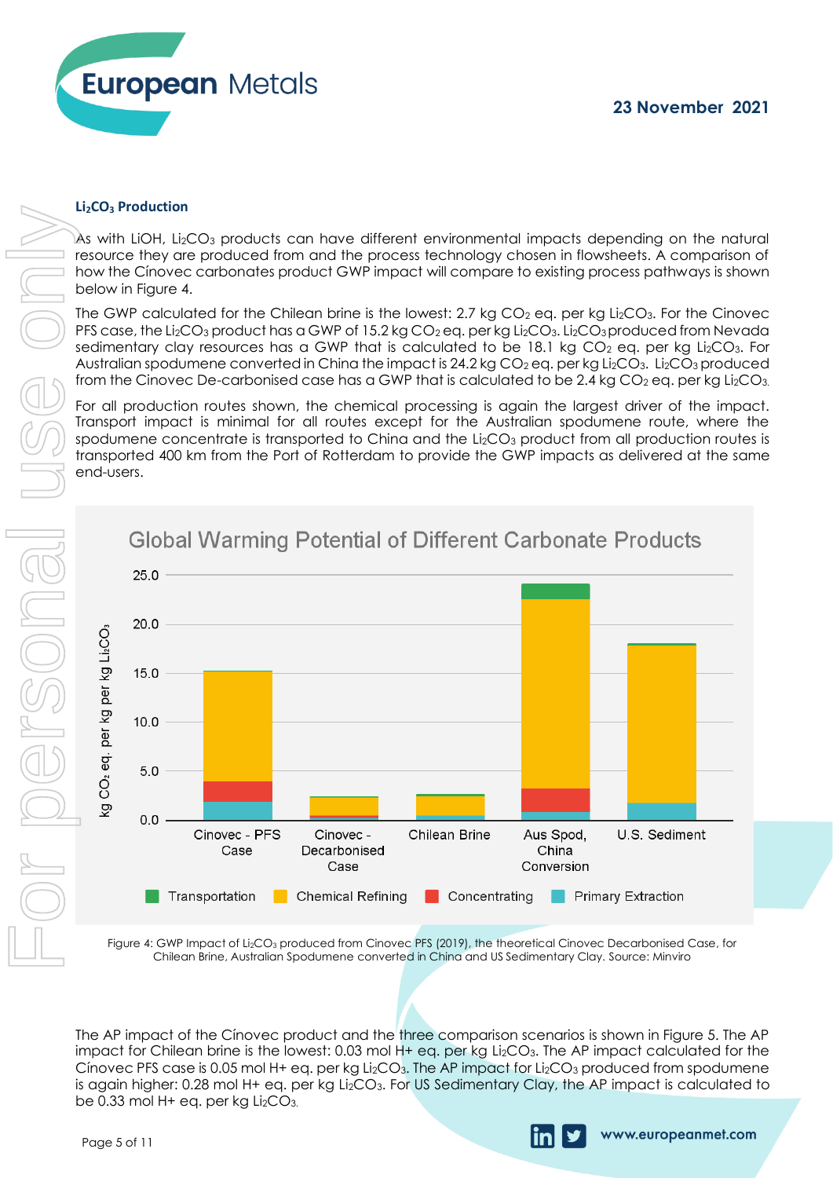### $Li_2CO_3$ Production

As with LiOH, $Li_2CO_3$ products can have different environmental impacts depending on the natural resource they are produced from and the process technology chosen in flowsheets. A comparison of how the Cínovec carbonates product GWP impact will compare to existing process pathways is shown below in Figure 4.

The GWP calculated for the Chilean brine is the lowest: 2.7 kg $CO_2$ eq. per kg $Li_2CO_3$. For the Cinovec PFS case, the $Li_2CO_3$ product has a GWP of 15.2 kg $CO_2$ eq. per kg $Li_2CO_3$. $Li_2CO_3$ produced from Nevada sedimentary clay resources has a GWP that is calculated to be 18.1 kg $CO_2$ eq. per kg $Li_2CO_3$. For Australian spodumene converted in China the impact is 24.2 kg $CO_2$ eq. per kg $Li_2CO_3$. $Li_2CO_3$ produced from the Cinovec De-carbonised case has a GWP that is calculated to be 2.4 kg $CO_2$ eq. per kg $Li_2CO_3$.

For all production routes shown, the chemical processing is again the largest driver of the impact. Transport impact is minimal for all routes except for the Australian spodumene route, where the spodumene concentrate is transported to China and the $Li_2CO_3$ product from all production routes is transported 400 km from the Port of Rotterdam to provide the GWP impacts as delivered at the same end-users.

Figure 4: GWP Impact of $Li_2CO_3$ produced from Cinovec PFS (2019), the theoretical Cinovec Decarbonised Case, for Chilean Brine, Australian Spodumene converted in China and US Sedimentary Clay. Source: Minviro

The AP impact of the Cínovec product and the three comparison scenarios is shown in Figure 5. The AP impact for Chilean brine is the lowest: 0.03 mol H+ eq. per kg $Li_2CO_3$. The AP impact calculated for the Cínovec PFS case is 0.05 mol H+ eq. per kg $Li_2CO_3$. The AP impact for $Li_2CO_3$ produced from spodumene is again higher: 0.28 mol H+ eq. per kg $Li_2CO_3$. For US Sedimentary Clay, the AP impact is calculated to be 0.33 mol H+ eq. per kg $Li_2CO_3$.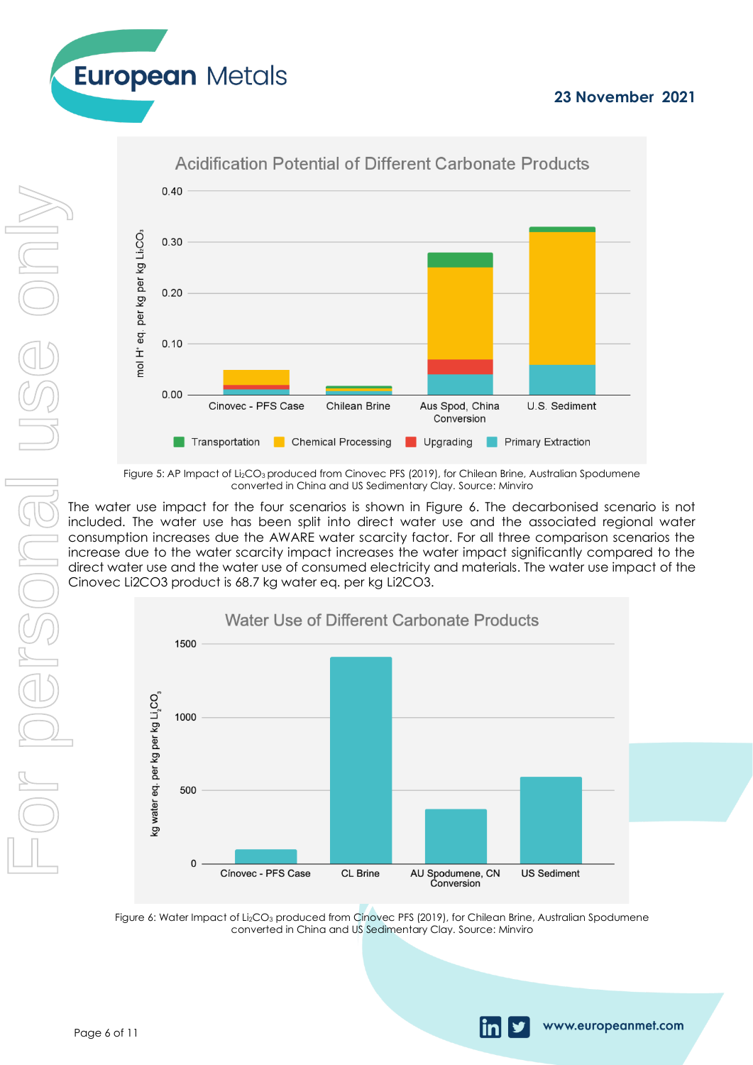Figure 5: AP Impact of $Li_2CO_3$ produced from Cinovec PFS (2019), for Chilean Brine, Australian Spodumene converted in China and US Sedimentary Clay. Source: Minviro

The water use impact for the four scenarios is shown in Figure 6. The decarbonised scenario is not included. The water use has been split into direct water use and the associated regional water consumption increases due the AWARE water scarcity factor. For all three comparison scenarios the increase due to the water scarcity impact increases the water impact significantly compared to the direct water use and the water use of consumed electricity and materials. The water use impact of the Cinovec Li2CO3 product is 68.7 kg water eq. per kg Li2CO3.

Figure 6: Water Impact of $Li_2CO_3$ produced from Cinovec PFS (2019), for Chilean Brine, Australian Spodumene converted in China and US Sedimentary Clay. Source: Minviro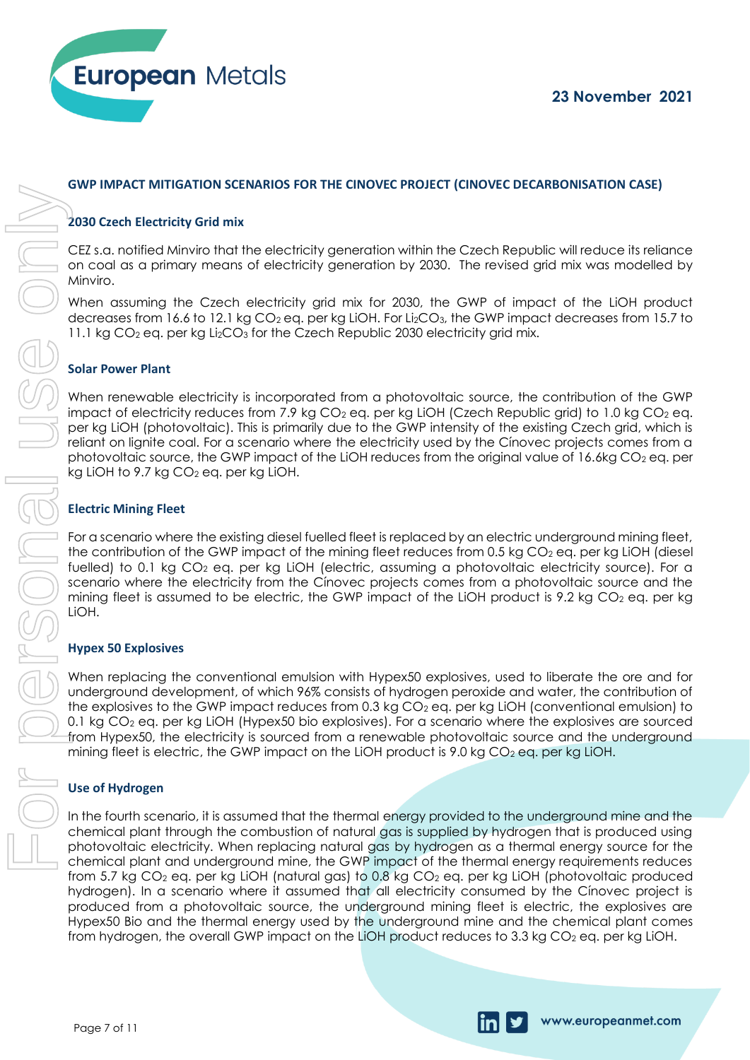## GWP IMPACT MITIGATION SCENARIOS FOR THE CINOVEC PROJECT (CINOVEC DECARBONISATION CASE)

### 2030 Czech Electricity Grid mix

CEZ s.a. notified Minviro that the electricity generation within the Czech Republic will reduce its reliance on coal as a primary means of electricity generation by 2030. The revised grid mix was modelled by Minviro.

When assuming the Czech electricity grid mix for 2030, the GWP of impact of the LiOH product decreases from 16.6 to 12.1 kg $CO_2$ eq. per kg LiOH. For $Li_2CO_3$, the GWP impact decreases from 15.7 to 11.1 kg $CO_2$ eq. per kg $Li_2CO_3$ for the Czech Republic 2030 electricity grid mix.

### Solar Power Plant

When renewable electricity is incorporated from a photovoltaic source, the contribution of the GWP impact of electricity reduces from 7.9 kg $CO_2$ eq. per kg LiOH (Czech Republic grid) to 1.0 kg $CO_2$ eq. per kg LiOH (photovoltaic). This is primarily due to the GWP intensity of the existing Czech grid, which is reliant on lignite coal. For a scenario where the electricity used by the Cínovec projects comes from a photovoltaic source, the GWP impact of the LiOH reduces from the original value of 16.6kg $CO_2$ eq. per kg LiOH to 9.7 kg $CO_2$ eq. per kg LiOH.

### Electric Mining Fleet

For a scenario where the existing diesel fuelled fleet is replaced by an electric underground mining fleet, the contribution of the GWP impact of the mining fleet reduces from 0.5 kg $CO_2$ eq. per kg LiOH (diesel fuelled) to 0.1 kg $CO_2$ eq. per kg LiOH (electric, assuming a photovoltaic electricity source). For a scenario where the electricity from the Cínovec projects comes from a photovoltaic source and the mining fleet is assumed to be electric, the GWP impact of the LiOH product is 9.2 kg $CO_2$ eq. per kg LiOH.

### Hypex 50 Explosives

When replacing the conventional emulsion with Hypex50 explosives, used to liberate the ore and for underground development, of which 96% consists of hydrogen peroxide and water, the contribution of the explosives to the GWP impact reduces from 0.3 kg $CO_2$ eq. per kg LiOH (conventional emulsion) to 0.1 kg $CO_2$ eq. per kg LiOH (Hypex50 bio explosives). For a scenario where the explosives are sourced from Hypex50, the electricity is sourced from a renewable photovoltaic source and the underground mining fleet is electric, the GWP impact on the LiOH product is 9.0 kg $CO_2$ eq. per kg LiOH.

### Use of Hydrogen

In the fourth scenario, it is assumed that the thermal energy provided to the underground mine and the chemical plant through the combustion of natural gas is supplied by hydrogen that is produced using photovoltaic electricity. When replacing natural gas by hydrogen as a thermal energy source for the chemical plant and underground mine, the GWP impact of the thermal energy requirements reduces from 5.7 kg $CO_2$ eq. per kg LiOH (natural gas) to 0.8 kg $CO_2$ eq. per kg LiOH (photovoltaic produced hydrogen). In a scenario where it assumed that all electricity consumed by the Cínovec project is produced from a photovoltaic source, the underground mining fleet is electric, the explosives are Hypex50 Bio and the thermal energy used by the underground mine and the chemical plant comes from hydrogen, the overall GWP impact on the LiOH product reduces to 3.3 kg $CO_2$ eq. per kg LiOH.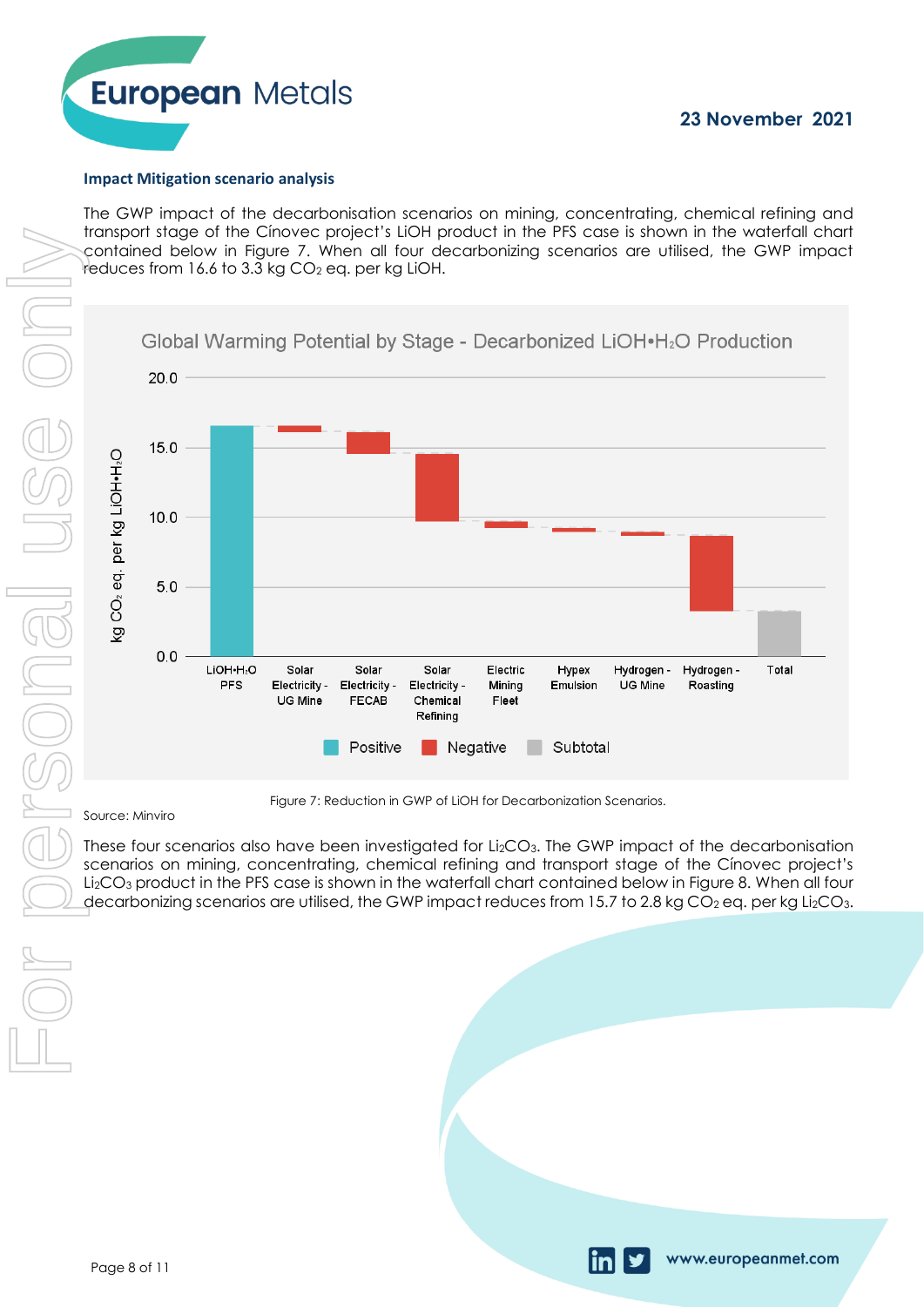### Impact Mitigation scenario analysis

The GWP impact of the decarbonisation scenarios on mining, concentrating, chemical refining and transport stage of the Cínovec project's LiOH product in the PFS case is shown in the waterfall chart contained below in Figure 7. When all four decarbonizing scenarios are utilised, the GWP impact reduces from 16.6 to 3.3 kg $CO_2$ eq. per kg LiOH.

Source: Minviro

Figure 7: Reduction in GWP of LiOH for Decarbonization Scenarios.

These four scenarios also have been investigated for $Li_2CO_3$. The GWP impact of the decarbonisation scenarios on mining, concentrating, chemical refining and transport stage of the Cínovec project's $Li_2CO_3$ product in the PFS case is shown in the waterfall chart contained below in Figure 8. When all four decarbonizing scenarios are utilised, the GWP impact reduces from 15.7 to 2.8 kg $CO_2$ eq. per kg $Li_2CO_3$.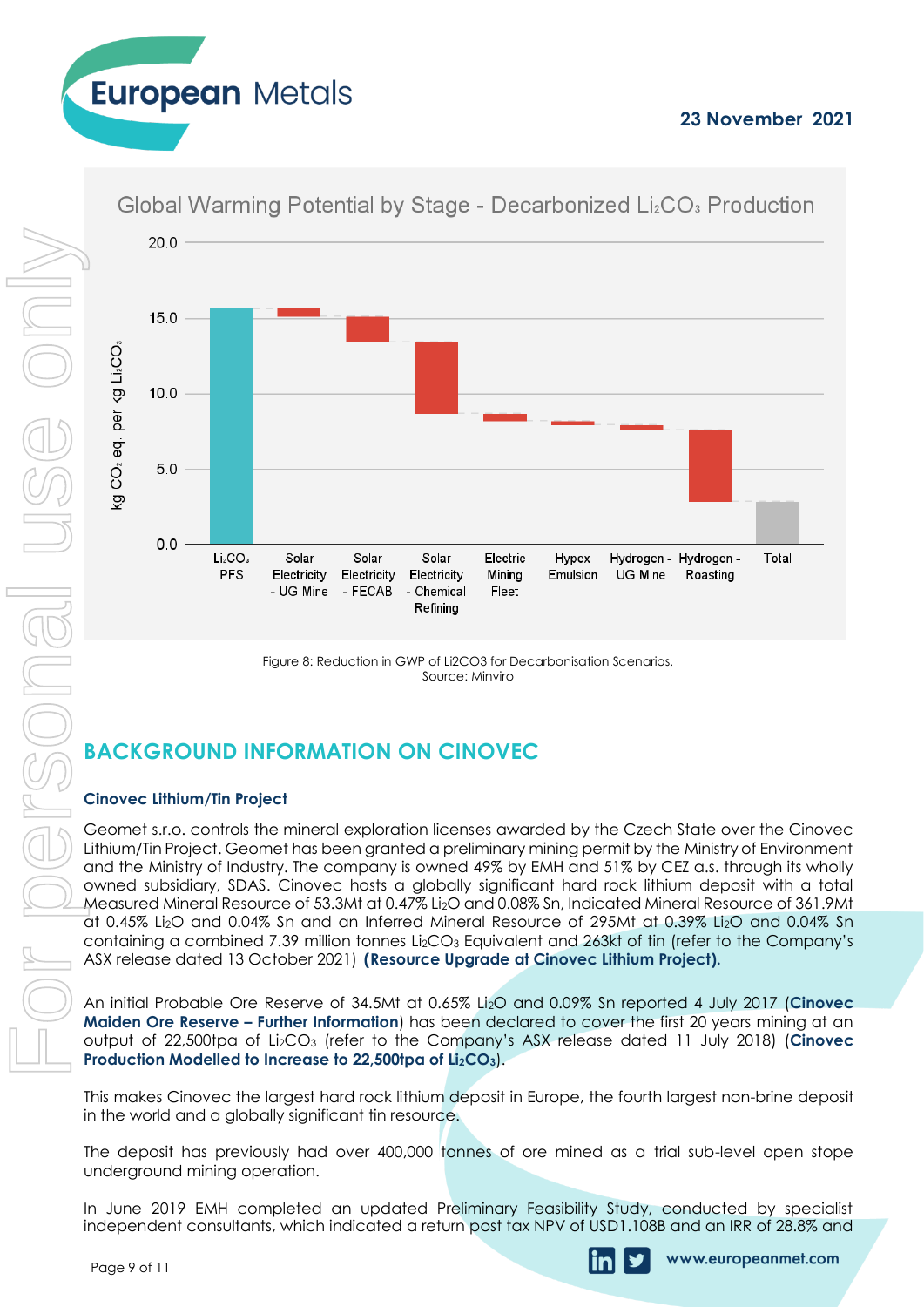Global Warming Potential by Stage - Decarbonized $Li_2CO_3$ Production

Figure 8: Reduction in GWP of Li2CO3 for Decarbonisation Scenarios.
Source: Minviro

## BACKGROUND INFORMATION ON CINOVEC

### Cinovec Lithium/Tin Project

Geomet s.r.o. controls the mineral exploration licenses awarded by the Czech State over the Cinovec Lithium/Tin Project. Geomet has been granted a preliminary mining permit by the Ministry of Environment and the Ministry of Industry. The company is owned 49% by EMH and 51% by CEZ a.s. through its wholly owned subsidiary, SDAS. Cinovec hosts a globally significant hard rock lithium deposit with a total Measured Mineral Resource of 53.3Mt at 0.47% $Li_2O$ and 0.08% Sn, Indicated Mineral Resource of 361.9Mt at 0.45% $Li_2O$ and 0.04% Sn and an Inferred Mineral Resource of 295Mt at 0.39% $Li_2O$ and 0.04% Sn containing a combined 7.39 million tonnes $Li_2CO_3$ Equivalent and 263kt of tin (refer to the Company's ASX release dated 13 October 2021) **(Resource Upgrade at Cinovec Lithium Project).**

An initial Probable Ore Reserve of 34.5Mt at 0.65% $Li_2O$ and 0.09% Sn reported 4 July 2017 (**Cinovec Maiden Ore Reserve – Further Information**) has been declared to cover the first 20 years mining at an output of 22,500tpa of $Li_2CO_3$ (refer to the Company's ASX release dated 11 July 2018) (**Cinovec Production Modelled to Increase to 22,500tpa of $Li_2CO_3$**).

This makes Cinovec the largest hard rock lithium deposit in Europe, the fourth largest non-brine deposit in the world and a globally significant tin resource.

The deposit has previously had over 400,000 tonnes of ore mined as a trial sub-level open stope underground mining operation.

In June 2019 EMH completed an updated Preliminary Feasibility Study, conducted by specialist independent consultants, which indicated a return post tax NPV of USD1.108B and an IRR of 28.8% and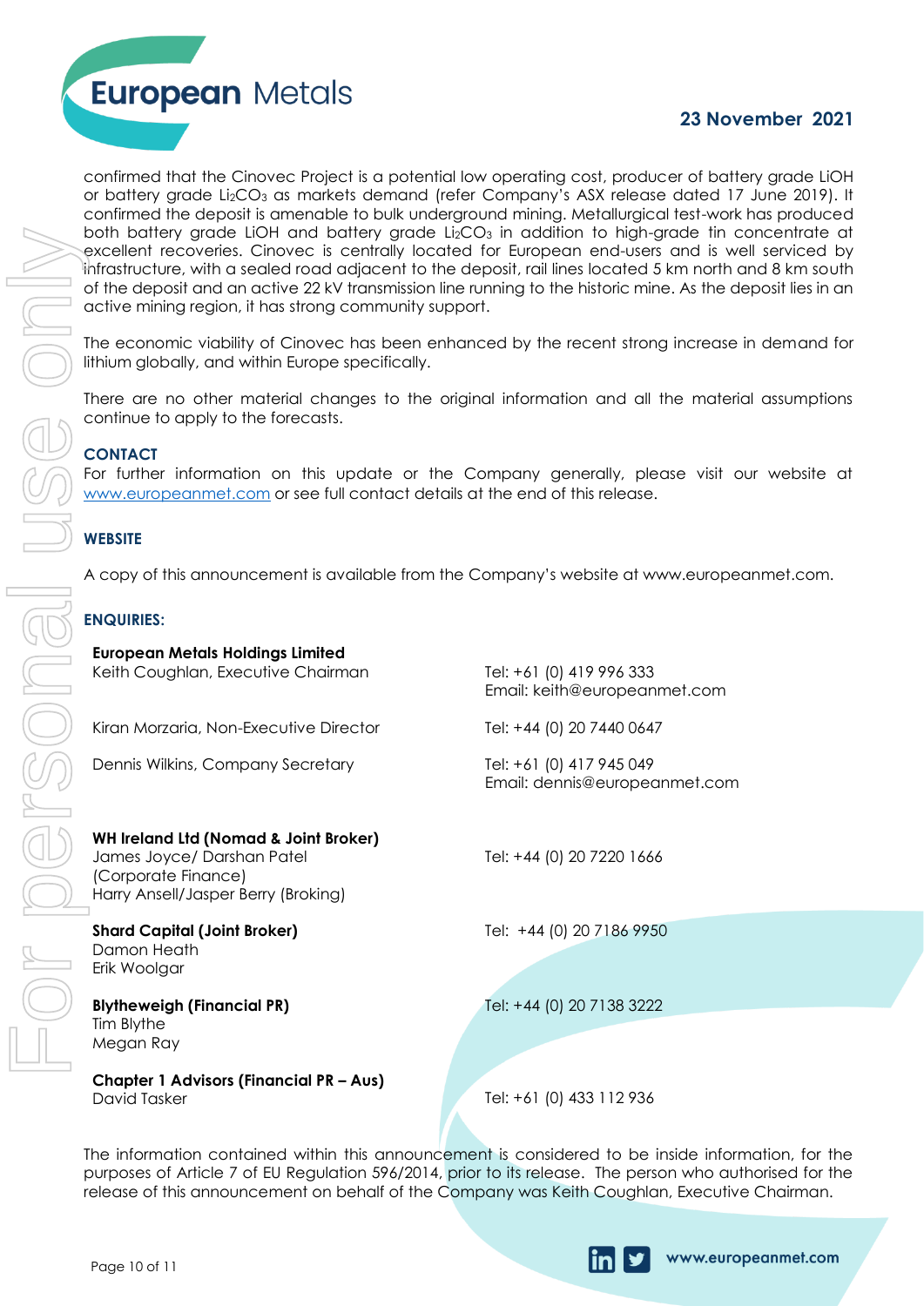confirmed that the Cinovec Project is a potential low operating cost, producer of battery grade LiOH or battery grade $Li_2CO_3$ as markets demand (refer Company's ASX release dated 17 June 2019). It confirmed the deposit is amenable to bulk underground mining. Metallurgical test-work has produced both battery grade LiOH and battery grade $Li_2CO_3$ in addition to high-grade tin concentrate at excellent recoveries. Cinovec is centrally located for European end-users and is well serviced by infrastructure, with a sealed road adjacent to the deposit, rail lines located 5 km north and 8 km south of the deposit and an active 22 kV transmission line running to the historic mine. As the deposit lies in an active mining region, it has strong community support.

The economic viability of Cinovec has been enhanced by the recent strong increase in demand for lithium globally, and within Europe specifically.

There are no other material changes to the original information and all the material assumptions continue to apply to the forecasts.

## CONTACT

For further information on this update or the Company generally, please visit our website at www.europeanmet.com or see full contact details at the end of this release.

## WEBSITE

A copy of this announcement is available from the Company's website at www.europeanmet.com.

## ENQUIRIES:

**European Metals Holdings Limited**

| | |
|---|---|
| Keith Coughlan, Executive Chairman | Tel: +61 (0) 419 996 333<br>Email: keith@europeanmet.com |
| Kiran Morzaria, Non-Executive Director | Tel: +44 (0) 20 7440 0647 |
| Dennis Wilkins, Company Secretary | Tel: +61 (0) 417 945 049<br>Email: dennis@europeanmet.com |

**WH Ireland Ltd (Nomad & Joint Broker)**
James Joyce/ Darshan Patel (Corporate Finance)
Harry Ansell/Jasper Berry (Broking)
Tel: +44 (0) 20 7220 1666

**Shard Capital (Joint Broker)**
Damon Heath
Erik Woolgar
Tel: +44 (0) 20 7186 9950

**Blytheweigh (Financial PR)**
Tim Blythe
Megan Ray
Tel: +44 (0) 20 7138 3222

**Chapter 1 Advisors (Financial PR – Aus)**
David Tasker
Tel: +61 (0) 433 112 936

The information contained within this announcement is considered to be inside information, for the purposes of Article 7 of EU Regulation 596/2014, prior to its release. The person who authorised for the release of this announcement on behalf of the Company was Keith Coughlan, Executive Chairman.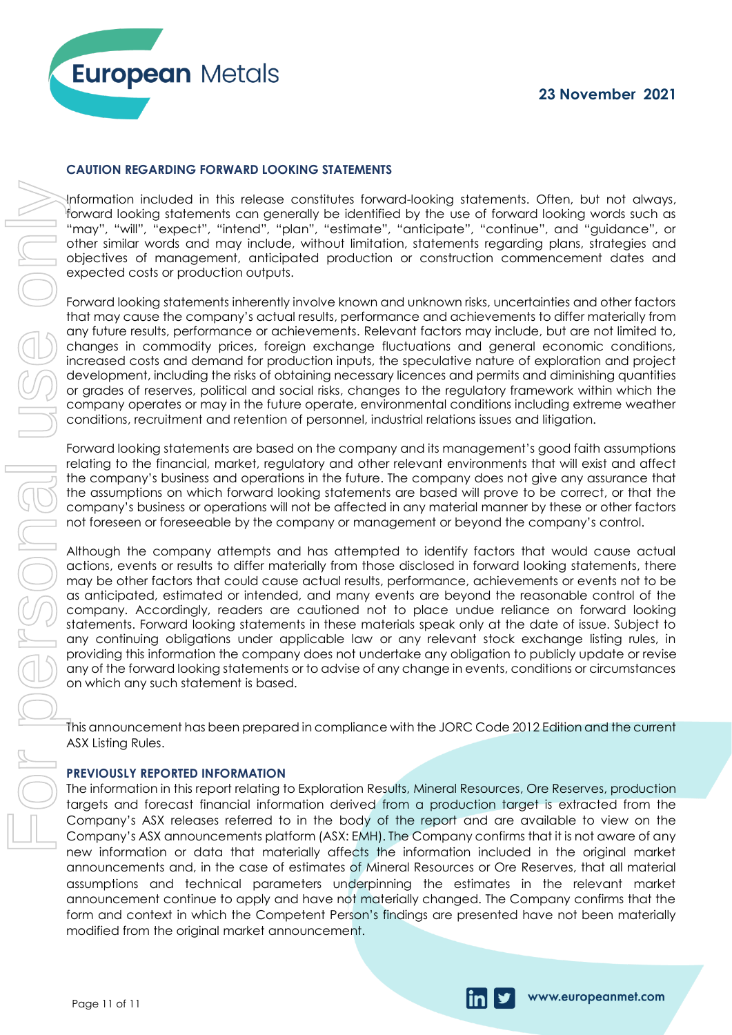## CAUTION REGARDING FORWARD LOOKING STATEMENTS

Information included in this release constitutes forward-looking statements. Often, but not always, forward looking statements can generally be identified by the use of forward looking words such as "may", "will", "expect", "intend", "plan", "estimate", "anticipate", "continue", and "guidance", or other similar words and may include, without limitation, statements regarding plans, strategies and objectives of management, anticipated production or construction commencement dates and expected costs or production outputs.

Forward looking statements inherently involve known and unknown risks, uncertainties and other factors that may cause the company's actual results, performance and achievements to differ materially from any future results, performance or achievements. Relevant factors may include, but are not limited to, changes in commodity prices, foreign exchange fluctuations and general economic conditions, increased costs and demand for production inputs, the speculative nature of exploration and project development, including the risks of obtaining necessary licences and permits and diminishing quantities or grades of reserves, political and social risks, changes to the regulatory framework within which the company operates or may in the future operate, environmental conditions including extreme weather conditions, recruitment and retention of personnel, industrial relations issues and litigation.

Forward looking statements are based on the company and its management's good faith assumptions relating to the financial, market, regulatory and other relevant environments that will exist and affect the company's business and operations in the future. The company does not give any assurance that the assumptions on which forward looking statements are based will prove to be correct, or that the company's business or operations will not be affected in any material manner by these or other factors not foreseen or foreseeable by the company or management or beyond the company's control.

Although the company attempts and has attempted to identify factors that would cause actual actions, events or results to differ materially from those disclosed in forward looking statements, there may be other factors that could cause actual results, performance, achievements or events not to be as anticipated, estimated or intended, and many events are beyond the reasonable control of the company. Accordingly, readers are cautioned not to place undue reliance on forward looking statements. Forward looking statements in these materials speak only at the date of issue. Subject to any continuing obligations under applicable law or any relevant stock exchange listing rules, in providing this information the company does not undertake any obligation to publicly update or revise any of the forward looking statements or to advise of any change in events, conditions or circumstances on which any such statement is based.

This announcement has been prepared in compliance with the JORC Code 2012 Edition and the current ASX Listing Rules.

## PREVIOUSLY REPORTED INFORMATION

The information in this report relating to Exploration Results, Mineral Resources, Ore Reserves, production targets and forecast financial information derived from a production target is extracted from the Company's ASX releases referred to in the body of the report and are available to view on the Company's ASX announcements platform (ASX: EMH). The Company confirms that it is not aware of any new information or data that materially affects the information included in the original market announcements and, in the case of estimates of Mineral Resources or Ore Reserves, that all material assumptions and technical parameters underpinning the estimates in the relevant market announcement continue to apply and have not materially changed. The Company confirms that the form and context in which the Competent Person's findings are presented have not been materially modified from the original market announcement.